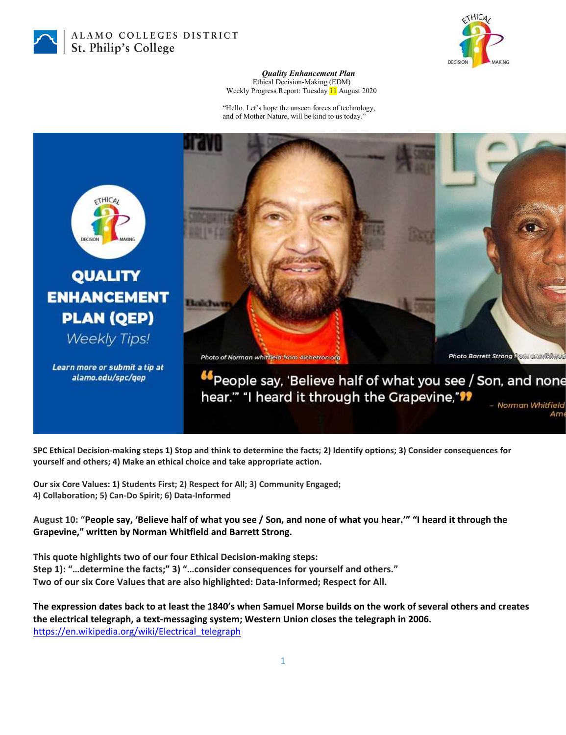ALAMO COLLEGES DISTRICT
St. Philip's College

***Quality Enhancement Plan***
Ethical Decision-Making (EDM)
Weekly Progress Report: Tuesday 11 August 2020

"Hello. Let's hope the unseen forces of technology, and of Mother Nature, will be kind to us today."

QUALITY ENHANCEMENT PLAN (QEP)
*Weekly Tips!*

*Learn more or submit a tip at alamo.edu/spc/qep*

Photo of Norman whitfield from Alchetron.org

Photo Barrett Strong from en.wikimed

"People say, 'Believe half of what you see / Son, and none of what you hear.'" "I heard it through the Grapevine," – Norman Whitfield

**SPC Ethical Decision-making steps 1) Stop and think to determine the facts; 2) Identify options; 3) Consider consequences for yourself and others; 4) Make an ethical choice and take appropriate action.**

**Our six Core Values: 1) Students First; 2) Respect for All; 3) Community Engaged; 4) Collaboration; 5) Can-Do Spirit; 6) Data-Informed**

**August 10: "People say, 'Believe half of what you see / Son, and none of what you hear.'" "I heard it through the Grapevine," written by Norman Whitfield and Barrett Strong.**

**This quote highlights two of our four Ethical Decision-making steps:**
**Step 1): "…determine the facts;" 3) "…consider consequences for yourself and others."**
**Two of our six Core Values that are also highlighted: Data-Informed; Respect for All.**

**The expression dates back to at least the 1840's when Samuel Morse builds on the work of several others and creates the electrical telegraph, a text-messaging system; Western Union closes the telegraph in 2006.**
https://en.wikipedia.org/wiki/Electrical_telegraph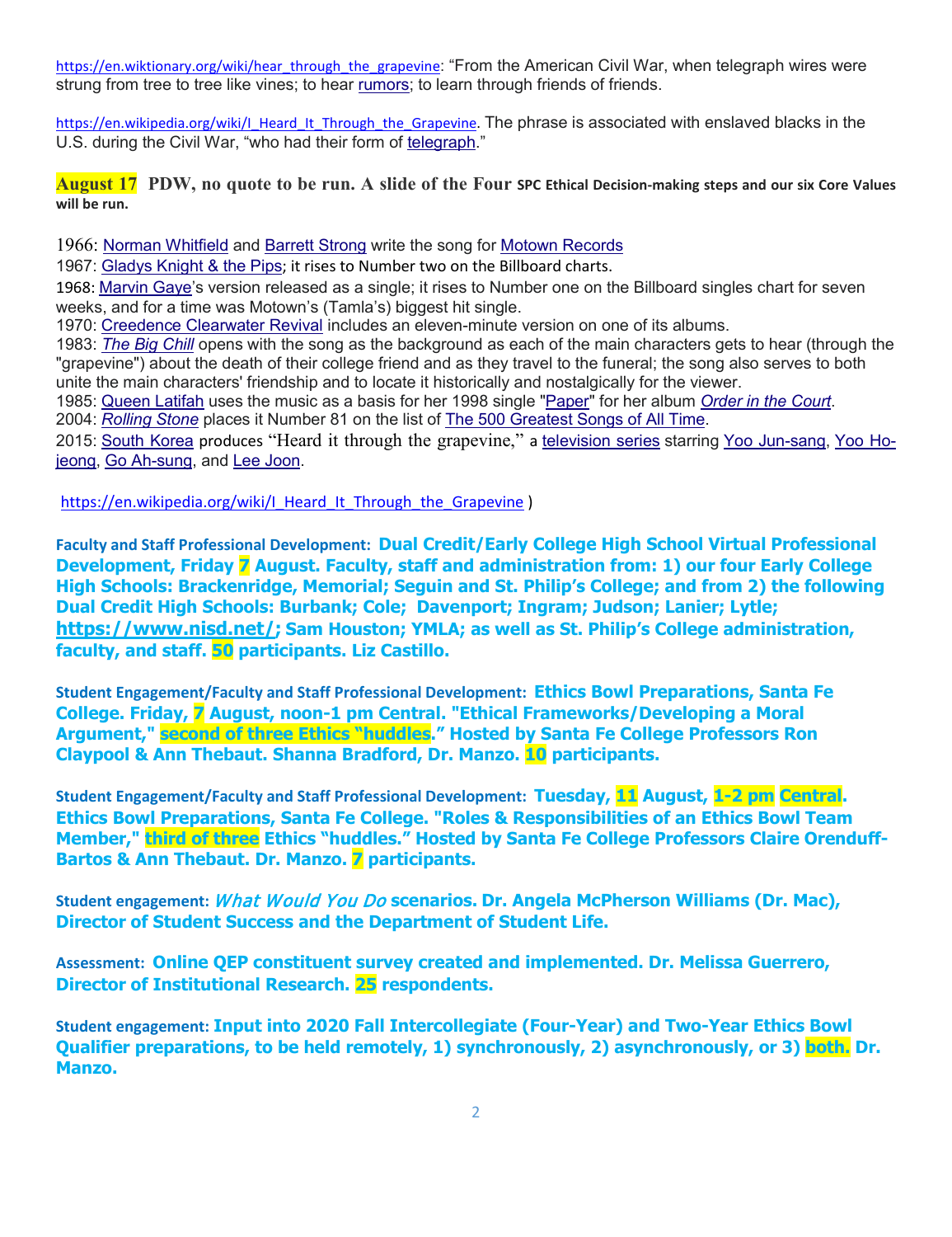https://en.wiktionary.org/wiki/hear_through_the_grapevine: "From the American Civil War, when telegraph wires were strung from tree to tree like vines; to hear rumors; to learn through friends of friends.

https://en.wikipedia.org/wiki/I_Heard_It_Through_the_Grapevine. The phrase is associated with enslaved blacks in the U.S. during the Civil War, "who had their form of telegraph."

**August 17 PDW, no quote to be run. A slide of the Four SPC Ethical Decision-making steps and our six Core Values will be run.**

1966: Norman Whitfield and Barrett Strong write the song for Motown Records
1967: Gladys Knight & the Pips; it rises to Number two on the Billboard charts.
1968: Marvin Gaye's version released as a single; it rises to Number one on the Billboard singles chart for seven weeks, and for a time was Motown's (Tamla's) biggest hit single.
1970: Creedence Clearwater Revival includes an eleven-minute version on one of its albums.
1983: *The Big Chill* opens with the song as the background as each of the main characters gets to hear (through the "grapevine") about the death of their college friend and as they travel to the funeral; the song also serves to both unite the main characters' friendship and to locate it historically and nostalgically for the viewer.
1985: Queen Latifah uses the music as a basis for her 1998 single "Paper" for her album *Order in the Court*.
2004: *Rolling Stone* places it Number 81 on the list of The 500 Greatest Songs of All Time.
2015: South Korea produces "Heard it through the grapevine," a television series starring Yoo Jun-sang, Yoo Ho-jeong, Go Ah-sung, and Lee Joon.

https://en.wikipedia.org/wiki/I_Heard_It_Through_the_Grapevine )

**Faculty and Staff Professional Development: Dual Credit/Early College High School Virtual Professional Development, Friday 7 August. Faculty, staff and administration from: 1) our four Early College High Schools: Brackenridge, Memorial; Seguin and St. Philip's College; and from 2) the following Dual Credit High Schools: Burbank; Cole; Davenport; Ingram; Judson; Lanier; Lytle; https://www.nisd.net/; Sam Houston; YMLA; as well as St. Philip's College administration, faculty, and staff. 50 participants. Liz Castillo.**

**Student Engagement/Faculty and Staff Professional Development: Ethics Bowl Preparations, Santa Fe College. Friday, 7 August, noon-1 pm Central. "Ethical Frameworks/Developing a Moral Argument," second of three Ethics "huddles." Hosted by Santa Fe College Professors Ron Claypool & Ann Thebaut. Shanna Bradford, Dr. Manzo. 10 participants.**

**Student Engagement/Faculty and Staff Professional Development: Tuesday, 11 August, 1-2 pm Central. Ethics Bowl Preparations, Santa Fe College. "Roles & Responsibilities of an Ethics Bowl Team Member," third of three Ethics "huddles." Hosted by Santa Fe College Professors Claire Orenduff-Bartos & Ann Thebaut. Dr. Manzo. 7 participants.**

**Student engagement: *What Would You Do* scenarios. Dr. Angela McPherson Williams (Dr. Mac), Director of Student Success and the Department of Student Life.**

**Assessment: Online QEP constituent survey created and implemented. Dr. Melissa Guerrero, Director of Institutional Research. 25 respondents.**

**Student engagement: Input into 2020 Fall Intercollegiate (Four-Year) and Two-Year Ethics Bowl Qualifier preparations, to be held remotely, 1) synchronously, 2) asynchronously, or 3) both. Dr. Manzo.**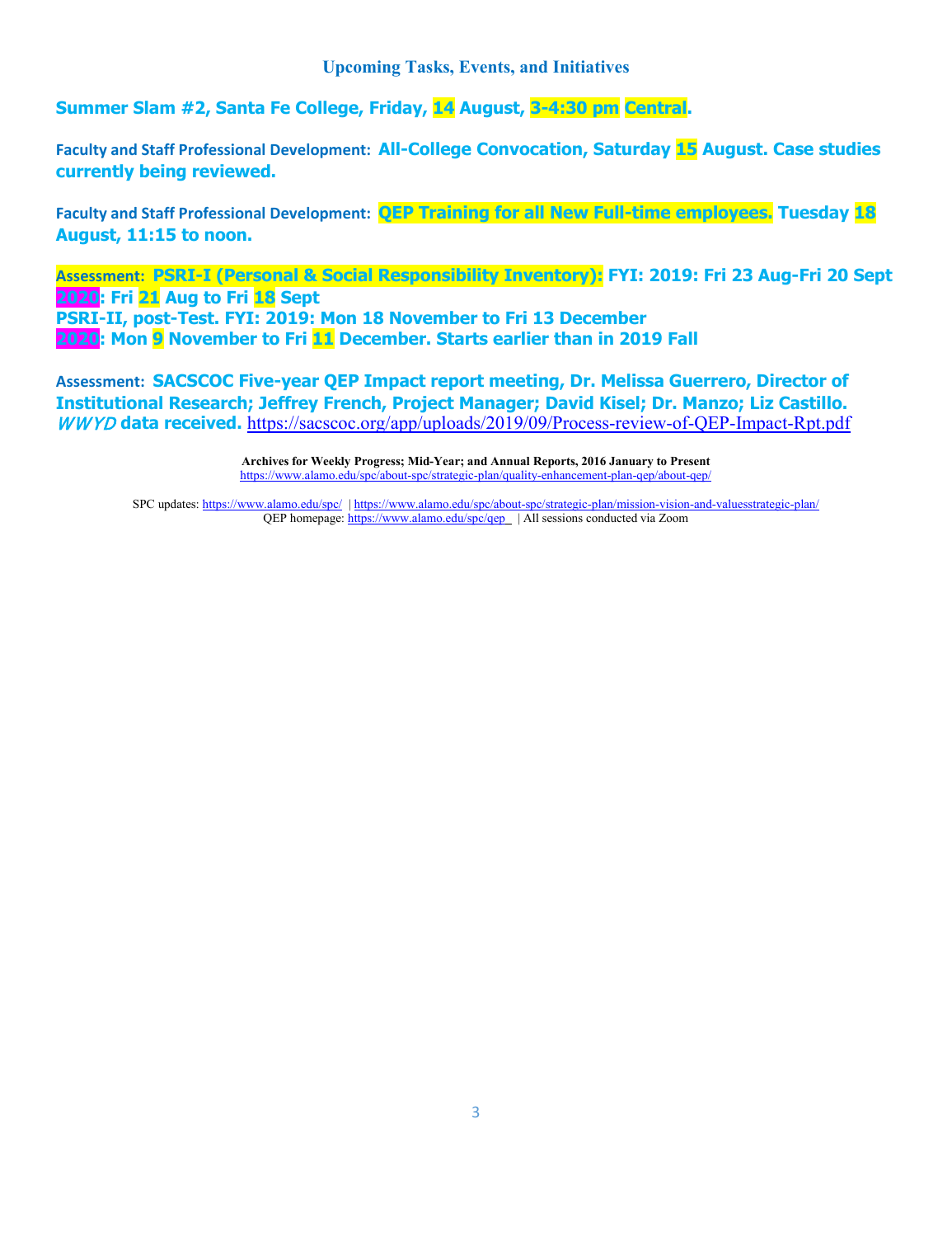### Upcoming Tasks, Events, and Initiatives

**Summer Slam #2, Santa Fe College, Friday, 14 August, 3-4:30 pm Central.**

**Faculty and Staff Professional Development: All-College Convocation, Saturday 15 August. Case studies currently being reviewed.**

**Faculty and Staff Professional Development: QEP Training for all New Full-time employees. Tuesday 18 August, 11:15 to noon.**

**Assessment: PSRI-I (Personal & Social Responsibility Inventory): FYI: 2019: Fri 23 Aug-Fri 20 Sept**
**2020: Fri 21 Aug to Fri 18 Sept**
**PSRI-II, post-Test. FYI: 2019: Mon 18 November to Fri 13 December**
**2020: Mon 9 November to Fri 11 December. Starts earlier than in 2019 Fall**

**Assessment: SACSCOC Five-year QEP Impact report meeting, Dr. Melissa Guerrero, Director of Institutional Research; Jeffrey French, Project Manager; David Kisel; Dr. Manzo; Liz Castillo. *WWYD* data received.** https://sacscoc.org/app/uploads/2019/09/Process-review-of-QEP-Impact-Rpt.pdf

**Archives for Weekly Progress; Mid-Year; and Annual Reports, 2016 January to Present**
https://www.alamo.edu/spc/about-spc/strategic-plan/quality-enhancement-plan-qep/about-qep/

SPC updates: https://www.alamo.edu/spc/ | https://www.alamo.edu/spc/about-spc/strategic-plan/mission-vision-and-valuesstrategic-plan/
QEP homepage: https://www.alamo.edu/spc/qep | All sessions conducted via Zoom